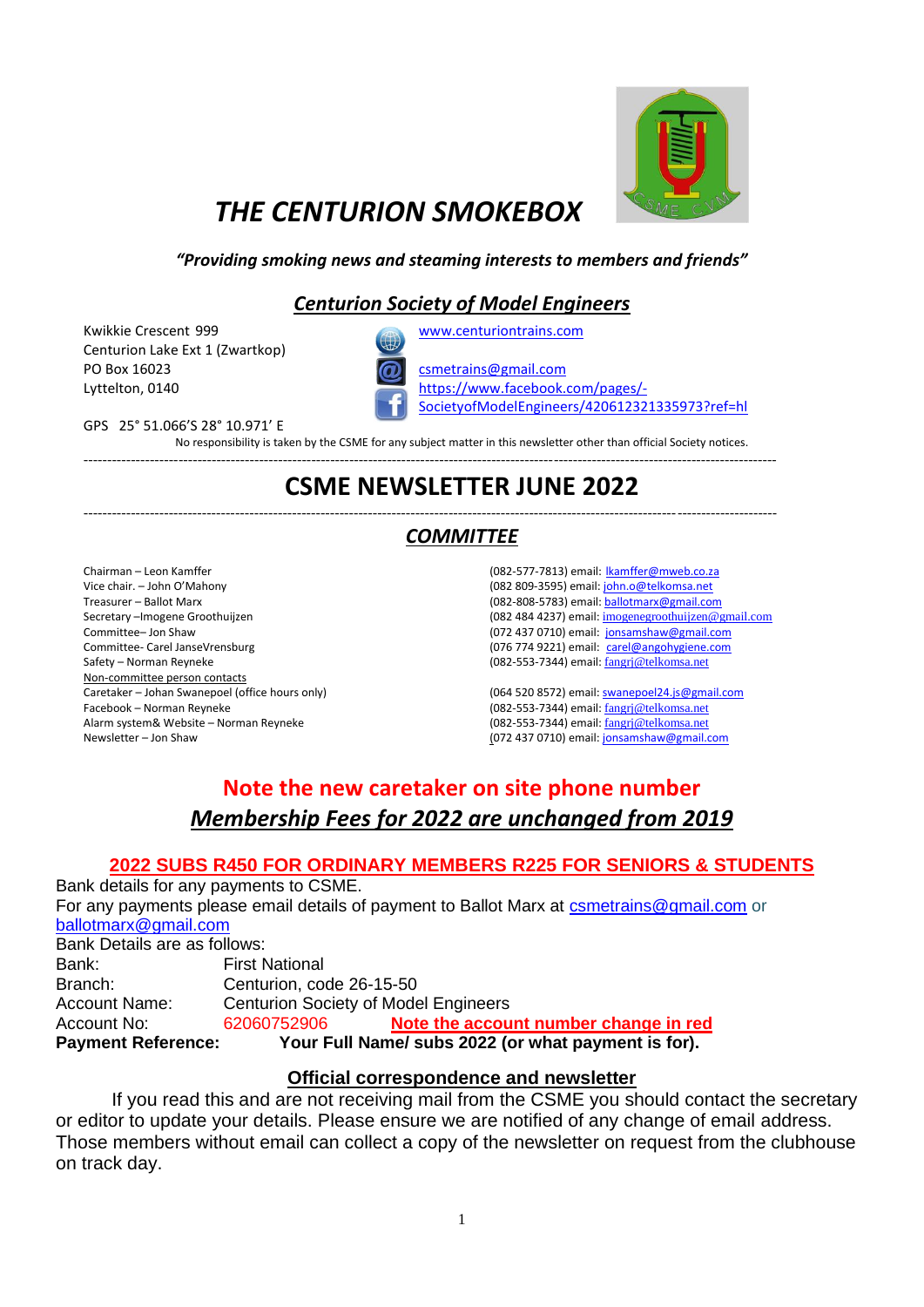# *THE CENTURION SMOKEBOX*

***"Providing smoking news and steaming interests to members and friends"***

## ***Centurion Society of Model Engineers***

Kwikkie Crescent 999
Centurion Lake Ext 1 (Zwartkop)
PO Box 16023
Lyttelton, 0140

www.centuriontrains.com

csmetrains@gmail.com
https://www.facebook.com/pages/-SocietyofModelEngineers/420612321335973?ref=hl

GPS 25° 51.066'S 28° 10.971' E

No responsibility is taken by the CSME for any subject matter in this newsletter other than official Society notices.

---

# CSME NEWSLETTER JUNE 2022

---

## ***COMMITTEE***

| | |
|---|---|
| Chairman – Leon Kamffer | (082-577-7813) email: lkamffer@mweb.co.za |
| Vice chair. – John O'Mahony | (082 809-3595) email: john.o@telkomsa.net |
| Treasurer – Ballot Marx | (082-808-5783) email: ballotmarx@gmail.com |
| Secretary –Imogene Groothuijzen | (082 484 4237) email: imogenegroothuijzen@gmail.com |
| Committee– Jon Shaw | (072 437 0710) email: jonsamshaw@gmail.com |
| Committee- Carel JanseVrensburg | (076 774 9221) email: carel@angohygiene.com |
| Safety – Norman Reyneke | (082-553-7344) email: fangrj@telkomsa.net |
| Non-committee person contacts | |
| Caretaker – Johan Swanepoel (office hours only) | (064 520 8572) email: swanepoel24.js@gmail.com |
| Facebook – Norman Reyneke | (082-553-7344) email: fangrj@telkomsa.net |
| Alarm system& Website – Norman Reyneke | (082-553-7344) email: fangrj@telkomsa.net |
| Newsletter – Jon Shaw | (072 437 0710) email: jonsamshaw@gmail.com |

## Note the new caretaker on site phone number

## ***Membership Fees for 2022 are unchanged from 2019***

### 2022 SUBS R450 FOR ORDINARY MEMBERS R225 FOR SENIORS & STUDENTS

Bank details for any payments to CSME.
For any payments please email details of payment to Ballot Marx at csmetrains@gmail.com or ballotmarx@gmail.com
Bank Details are as follows:

| | |
|---|---|
| Bank: | First National |
| Branch: | Centurion, code 26-15-50 |
| Account Name: | Centurion Society of Model Engineers |
| Account No: | 62060752906 **Note the account number change in red** |
| **Payment Reference:** | **Your Full Name/ subs 2022 (or what payment is for).** |

### Official correspondence and newsletter

If you read this and are not receiving mail from the CSME you should contact the secretary or editor to update your details. Please ensure we are notified of any change of email address. Those members without email can collect a copy of the newsletter on request from the clubhouse on track day.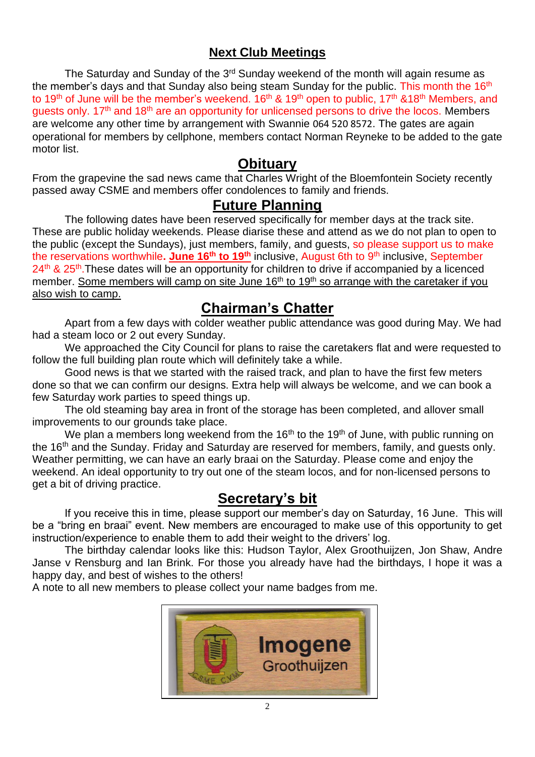## Next Club Meetings

The Saturday and Sunday of the 3rd Sunday weekend of the month will again resume as the member's days and that Sunday also being steam Sunday for the public. This month the 16th to 19th of June will be the member's weekend. 16th & 19th open to public, 17th &18th Members, and guests only. 17th and 18th are an opportunity for unlicensed persons to drive the locos. Members are welcome any other time by arrangement with Swannie 064 520 8572. The gates are again operational for members by cellphone, members contact Norman Reyneke to be added to the gate motor list.

## Obituary

From the grapevine the sad news came that Charles Wright of the Bloemfontein Society recently passed away CSME and members offer condolences to family and friends.

## Future Planning

The following dates have been reserved specifically for member days at the track site. These are public holiday weekends. Please diarise these and attend as we do not plan to open to the public (except the Sundays), just members, family, and guests, so please support us to make the reservations worthwhile**. June 16th to 19th** inclusive, August 6th to 9th inclusive, September 24th & 25th.These dates will be an opportunity for children to drive if accompanied by a licenced member. Some members will camp on site June 16th to 19th so arrange with the caretaker if you also wish to camp.

## Chairman's Chatter

Apart from a few days with colder weather public attendance was good during May. We had had a steam loco or 2 out every Sunday.

We approached the City Council for plans to raise the caretakers flat and were requested to follow the full building plan route which will definitely take a while.

Good news is that we started with the raised track, and plan to have the first few meters done so that we can confirm our designs. Extra help will always be welcome, and we can book a few Saturday work parties to speed things up.

The old steaming bay area in front of the storage has been completed, and allover small improvements to our grounds take place.

We plan a members long weekend from the 16th to the 19th of June, with public running on the 16th and the Sunday. Friday and Saturday are reserved for members, family, and guests only. Weather permitting, we can have an early braai on the Saturday. Please come and enjoy the weekend. An ideal opportunity to try out one of the steam locos, and for non-licensed persons to get a bit of driving practice.

## Secretary's bit

If you receive this in time, please support our member's day on Saturday, 16 June. This will be a "bring en braai" event. New members are encouraged to make use of this opportunity to get instruction/experience to enable them to add their weight to the drivers' log.

The birthday calendar looks like this: Hudson Taylor, Alex Groothuijzen, Jon Shaw, Andre Janse v Rensburg and Ian Brink. For those you already have had the birthdays, I hope it was a happy day, and best of wishes to the others!

A note to all new members to please collect your name badges from me.

Imogene
Groothuijzen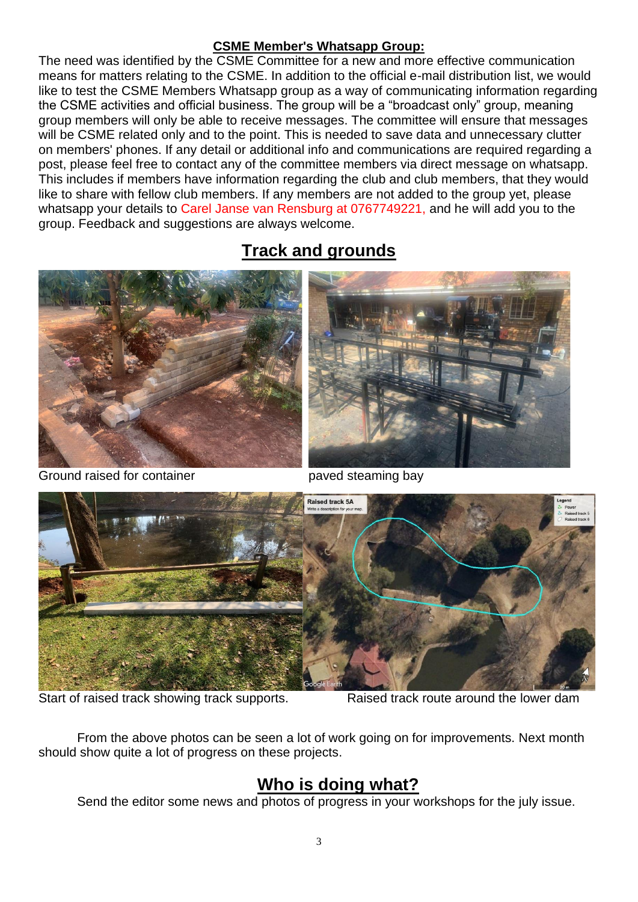**CSME Member's Whatsapp Group:**

The need was identified by the CSME Committee for a new and more effective communication means for matters relating to the CSME. In addition to the official e-mail distribution list, we would like to test the CSME Members Whatsapp group as a way of communicating information regarding the CSME activities and official business. The group will be a "broadcast only" group, meaning group members will only be able to receive messages. The committee will ensure that messages will be CSME related only and to the point. This is needed to save data and unnecessary clutter on members' phones. If any detail or additional info and communications are required regarding a post, please feel free to contact any of the committee members via direct message on whatsapp. This includes if members have information regarding the club and club members, that they would like to share with fellow club members. If any members are not added to the group yet, please whatsapp your details to Carel Janse van Rensburg at 0767749221, and he will add you to the group. Feedback and suggestions are always welcome.

## Track and grounds

Ground raised for container

paved steaming bay

Start of raised track showing track supports.

Raised track route around the lower dam

From the above photos can be seen a lot of work going on for improvements. Next month should show quite a lot of progress on these projects.

## Who is doing what?

Send the editor some news and photos of progress in your workshops for the july issue.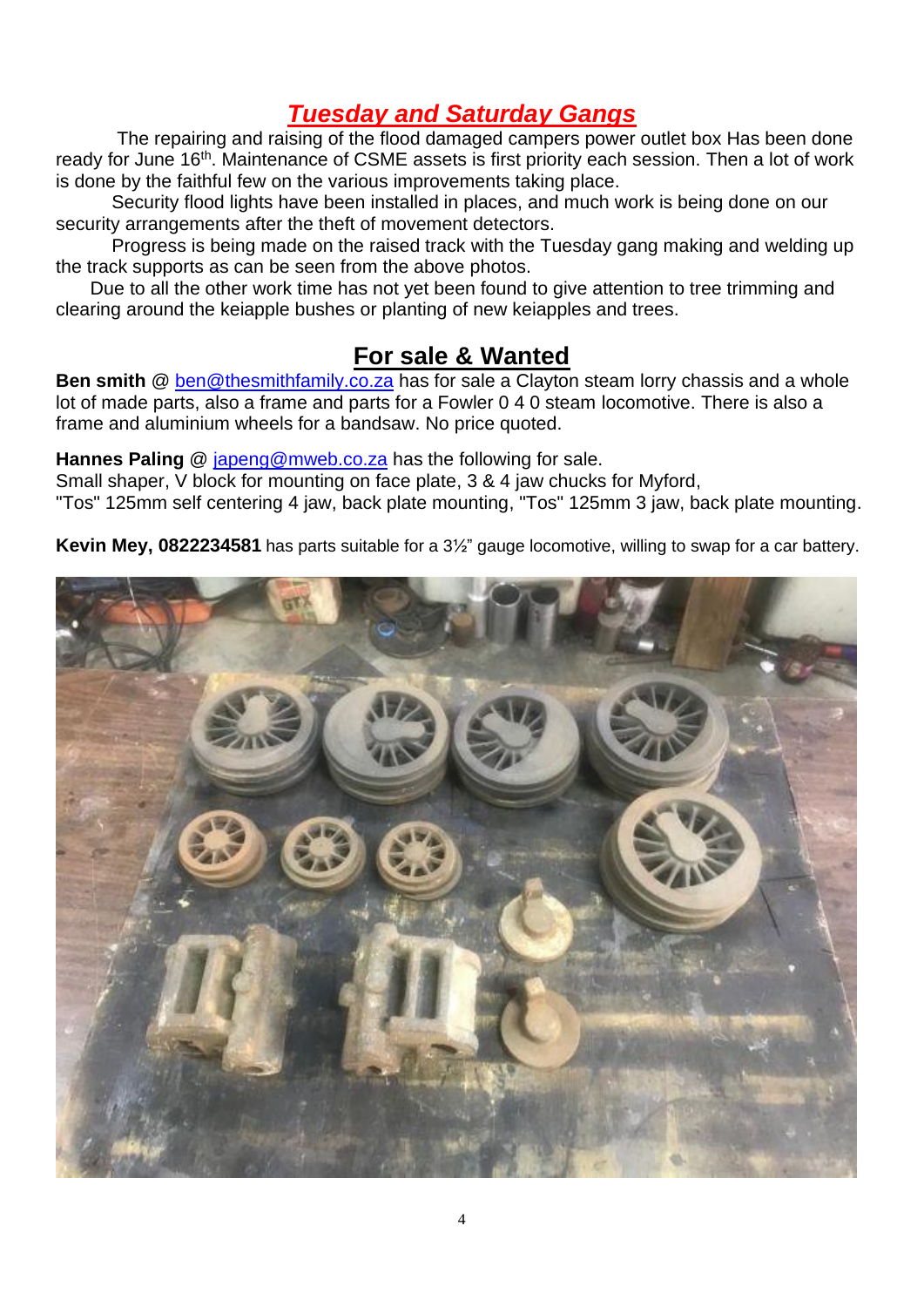## *Tuesday and Saturday Gangs*

The repairing and raising of the flood damaged campers power outlet box Has been done ready for June 16th. Maintenance of CSME assets is first priority each session. Then a lot of work is done by the faithful few on the various improvements taking place.

Security flood lights have been installed in places, and much work is being done on our security arrangements after the theft of movement detectors.

Progress is being made on the raised track with the Tuesday gang making and welding up the track supports as can be seen from the above photos.

Due to all the other work time has not yet been found to give attention to tree trimming and clearing around the keiapple bushes or planting of new keiapples and trees.

## For sale & Wanted

**Ben smith** @ ben@thesmithfamily.co.za has for sale a Clayton steam lorry chassis and a whole lot of made parts, also a frame and parts for a Fowler 0 4 0 steam locomotive. There is also a frame and aluminium wheels for a bandsaw. No price quoted.

**Hannes Paling** @ japeng@mweb.co.za has the following for sale.
Small shaper, V block for mounting on face plate, 3 & 4 jaw chucks for Myford,
"Tos" 125mm self centering 4 jaw, back plate mounting, "Tos" 125mm 3 jaw, back plate mounting.

**Kevin Mey, 0822234581** has parts suitable for a 3½" gauge locomotive, willing to swap for a car battery.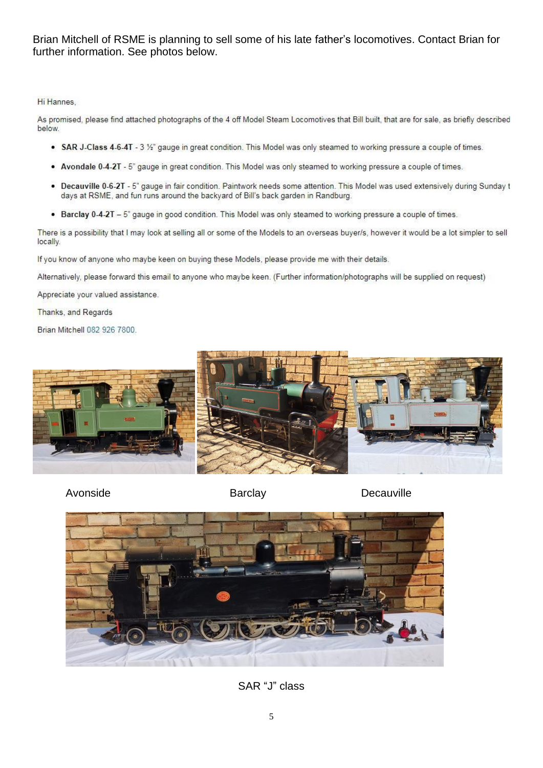Brian Mitchell of RSME is planning to sell some of his late father's locomotives. Contact Brian for further information. See photos below.

Hi Hannes,

As promised, please find attached photographs of the 4 off Model Steam Locomotives that Bill built, that are for sale, as briefly described below.

- **SAR J-Class 4-6-4T** - 3 ½" gauge in great condition. This Model was only steamed to working pressure a couple of times.
- **Avondale 0-4-2T** - 5" gauge in great condition. This Model was only steamed to working pressure a couple of times.
- **Decauville 0-6-2T** - 5" gauge in fair condition. Paintwork needs some attention. This Model was used extensively during Sunday t days at RSME, and fun runs around the backyard of Bill's back garden in Randburg.
- **Barclay 0-4-2T** – 5" gauge in good condition. This Model was only steamed to working pressure a couple of times.

There is a possibility that I may look at selling all or some of the Models to an overseas buyer/s, however it would be a lot simpler to sell locally.

If you know of anyone who maybe keen on buying these Models, please provide me with their details.

Alternatively, please forward this email to anyone who maybe keen. (Further information/photographs will be supplied on request)

Appreciate your valued assistance.

Thanks, and Regards

Brian Mitchell 082 926 7800.

Avonside

Barclay

Decauville

SAR "J" class